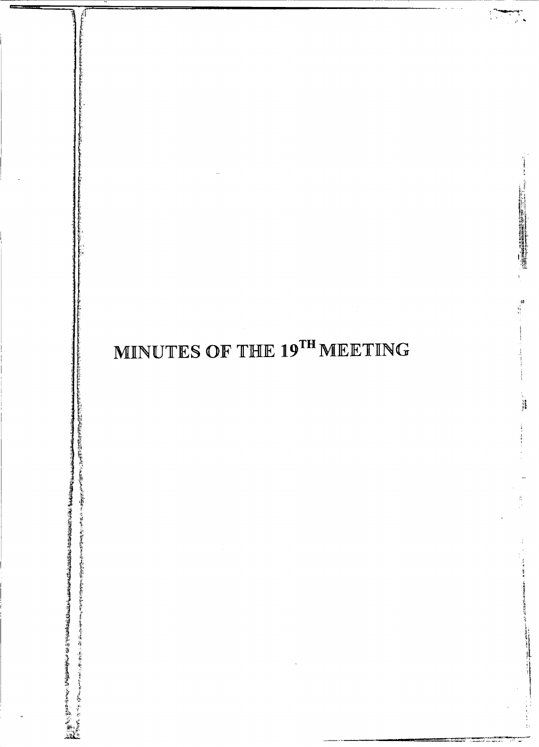# MINUTES OF THE 19TH MEETING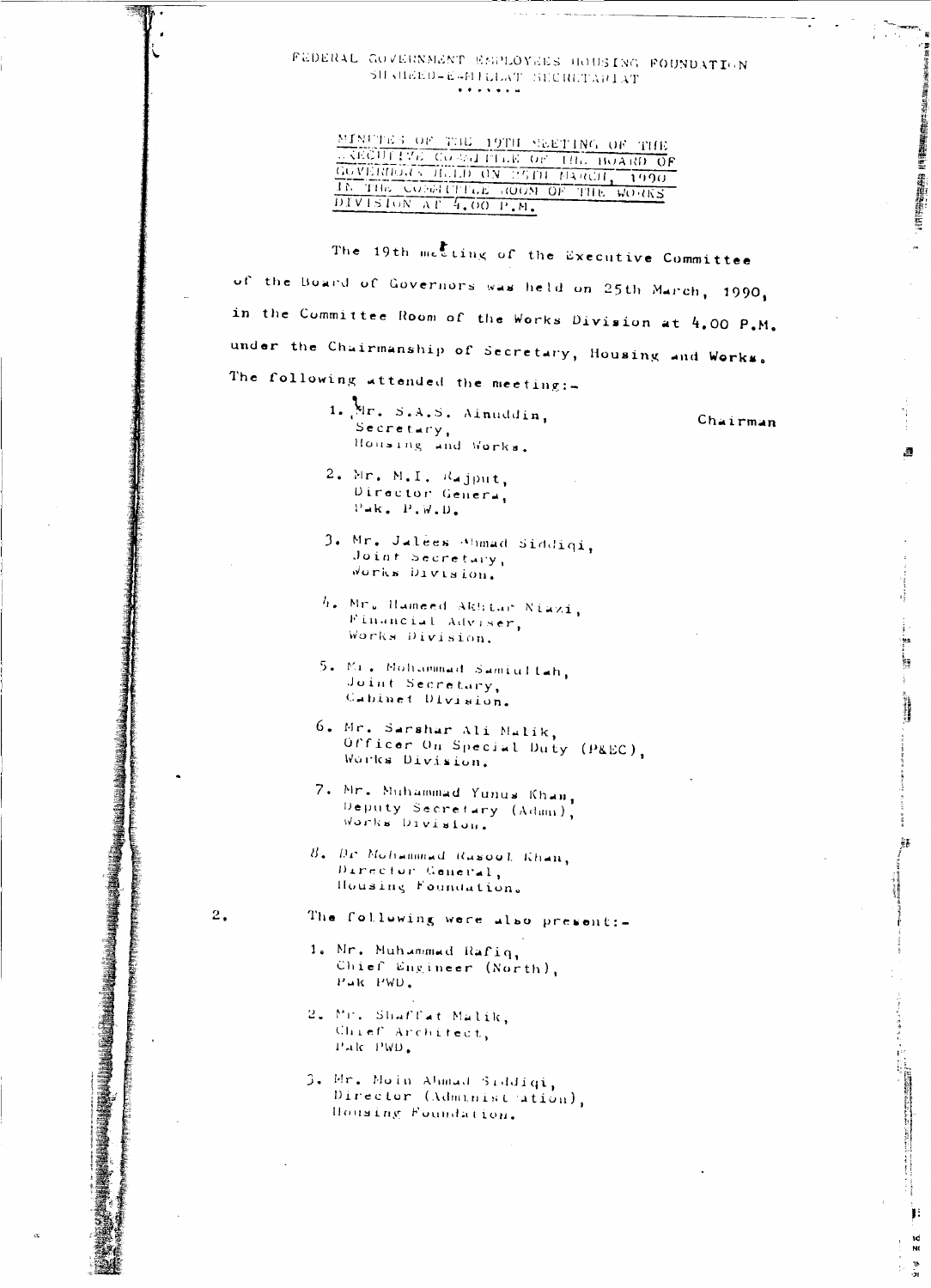FEDERAL GOVERNMENT EMPLOYEES HOUSING FOUNDATION
SHAHEED-E-MILLAT SECRETARIAT

\* \* \* \* \* \* \*

MINUTES OF THE 19TH MEETING OF THE EXECUTIVE COMMITTEE OF THE BOARD OF GOVERNORS HELD ON 25TH MARCH, 1990 IN THE COMMITTEE ROOM OF THE WORKS DIVISION AT 4.00 P.M.

The 19th meeting of the Executive Committee of the Board of Governors was held on 25th March, 1990, in the Committee Room of the Works Division at 4.00 P.M. under the Chairmanship of Secretary, Housing and Works. The following attended the meeting:-

1. Mr. S.A.S. Ainuddin, Secretary, Housing and Works. — Chairman
2. Mr. M.I. Rajput, Director Genera, Pak. P.W.D.
3. Mr. Jalees Ahmad Siddiqi, Joint Secretary, Works Division.
4. Mr. Hameed Akhtar Niazi, Financial Adviser, Works Division.
5. Mr. Mohammad Samiullah, Joint Secretary, Cabinet Division.
6. Mr. Sarshar Ali Malik, Officer On Special Duty (P&EC), Works Division.
7. Mr. Muhammad Yunus Khan, Deputy Secretary (Admn), Works Division.
8. Dr Mohammad Rasool Khan, Director General, Housing Foundation.

2. The following were also present:-

1. Mr. Muhammad Rafiq, Chief Engineer (North), Pak PWD.
2. Mr. Shaffat Malik, Chief Architect, Pak PWD.
3. Mr. Moin Ahmad Siddiqi, Director (Administration), Housing Foundation.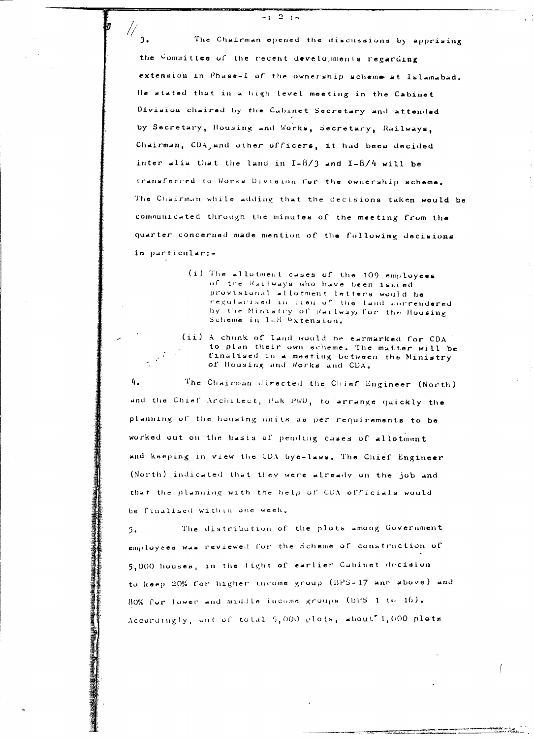3. The Chairman opened the discussions by apprising the Committee of the recent developments regarding extension in Phase-I of the ownership scheme at Islamabad. He stated that in a high level meeting in the Cabinet Division chaired by the Cabinet Secretary and attended by Secretary, Housing and Works, Secretary, Railways, Chairman, CDA, and other officers, it had been decided inter alia that the land in I-8/3 and I-8/4 will be transferred to Works Division for the ownership scheme. The Chairman while adding that the decisions taken would be communicated through the minutes of the meeting from the quarter concerned made mention of the following decisions in particular:-

> (i) The allotment cases of the 109 employees of the Railways who have been issued provisional allotment letters would be regularised in lieu of the land surrendered by the Ministry of Railways for the Housing Scheme in I-8 Extension.
>
> (ii) A chunk of land would be earmarked for CDA to plan their own scheme. The matter will be finalised in a meeting between the Ministry of Housing and Works and CDA.

4. The Chairman directed the Chief Engineer (North) and the Chief Architect, Pak PWD, to arrange quickly the planning of the housing units as per requirements to be worked out on the basis of pending cases of allotment and keeping in view the CDA bye-laws. The Chief Engineer (North) indicated that they were already on the job and that the planning with the help of CDA officials would be finalised within one week.

5. The distribution of the plots among Government employees was reviewed for the Scheme of construction of 5,000 houses, in the light of earlier Cabinet decision to keep 20% for higher income group (BPS-17 and above) and 80% for lower and middle income groups (BPS 1 to 16). Accordingly, out of total 5,000 plots, about 1,000 plots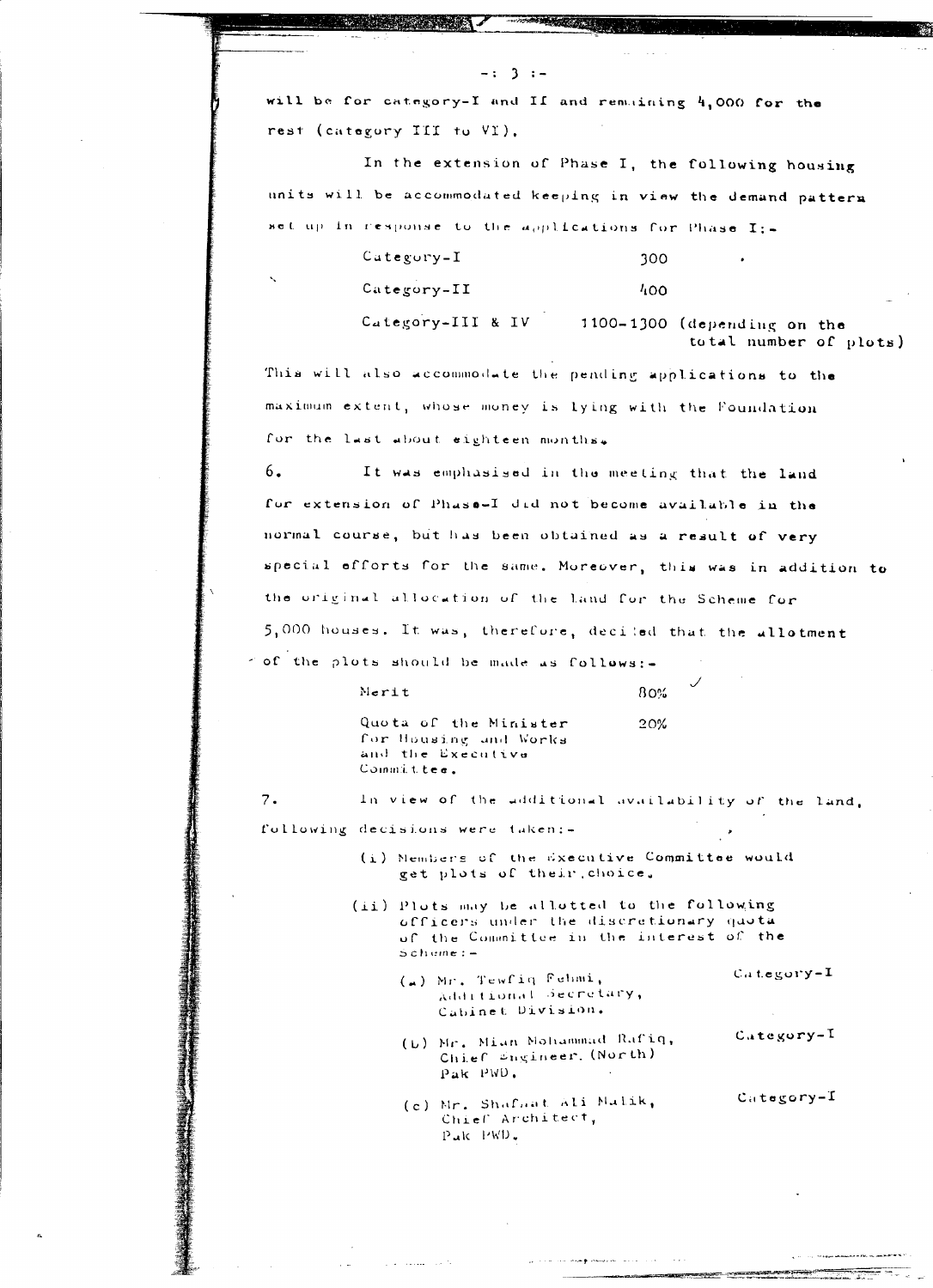will be for category-I and II and remaining 4,000 for the rest (category III to VI).

In the extension of Phase I, the following housing units will be accommodated keeping in view the demand pattern set up in response to the applications for Phase I:-

| | |
|---|---|
| Category-I | 300 |
| Category-II | 400 |
| Category-III & IV | 1100-1300 (depending on the total number of plots) |

This will also accommodate the pending applications to the maximum extent, whose money is lying with the Foundation for the last about eighteen months.

6. It was emphasised in the meeting that the land for extension of Phase-I did not become available in the normal course, but has been obtained as a result of very special efforts for the same. Moreover, this was in addition to the original allocation of the land for the Scheme for 5,000 houses. It was, therefore, decided that the allotment of the plots should be made as follows:-

| | |
|---|---|
| Merit | 80% |
| Quota of the Minister for Housing and Works and the Executive Committee. | 20% |

7. In view of the additional availability of the land, following decisions were taken:-

(i) Members of the Executive Committee would get plots of their choice.

(ii) Plots may be allotted to the following officers under the discretionary quota of the Committee in the interest of the Scheme:-

| | |
|---|---|
| (a) Mr. Tewfiq Fehmi, Additional Secretary, Cabinet Division. | Category-I |
| (b) Mr. Mian Mohammad Rafiq, Chief Engineer (North) Pak PWD. | Category-I |
| (c) Mr. Shafaat Ali Malik, Chief Architect, Pak PWD. | Category-I |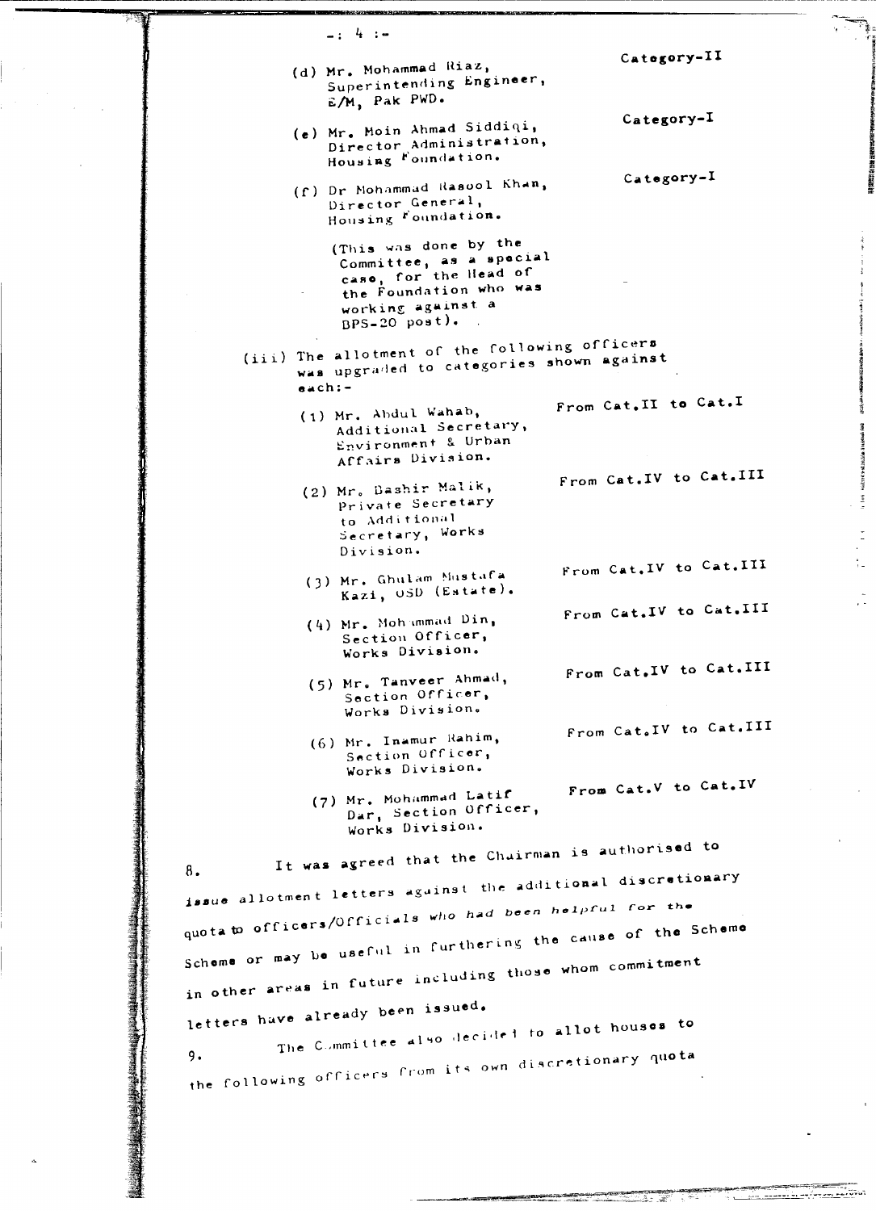(d) Mr. Mohammad Riaz, Superintending Engineer, E/M, Pak PWD. — Category-II

(e) Mr. Moin Ahmad Siddiqi, Director Administration, Housing Foundation. — Category-I

(f) Dr Mohammad Rasool Khan, Director General, Housing Foundation. — Category-I

(This was done by the Committee, as a special case, for the Head of the Foundation who was working against a BPS-20 post).

(iii) The allotment of the following officers was upgraded to categories shown against each:-

(1) Mr. Abdul Wahab, Additional Secretary, Environment & Urban Affairs Division. — From Cat.II to Cat.I

(2) Mr. Bashir Malik, Private Secretary to Additional Secretary, Works Division. — From Cat.IV to Cat.III

(3) Mr. Ghulam Mustafa Kazi, OSD (Estate). — From Cat.IV to Cat.III

(4) Mr. Mohammad Din, Section Officer, Works Division. — From Cat.IV to Cat.III

(5) Mr. Tanveer Ahmad, Section Officer, Works Division. — From Cat.IV to Cat.III

(6) Mr. Inamur Rahim, Section Officer, Works Division. — From Cat.IV to Cat.III

(7) Mr. Mohammad Latif Dar, Section Officer, Works Division. — From Cat.V to Cat.IV

8. It was agreed that the Chairman is authorised to issue allotment letters against the additional discretionary quota to officers/Officials who had been helpful for the Scheme or may be useful in furthering the cause of the Scheme in other areas in future including those whom commitment letters have already been issued.

9. The Committee also decided to allot houses to the following officers from its own discretionary quota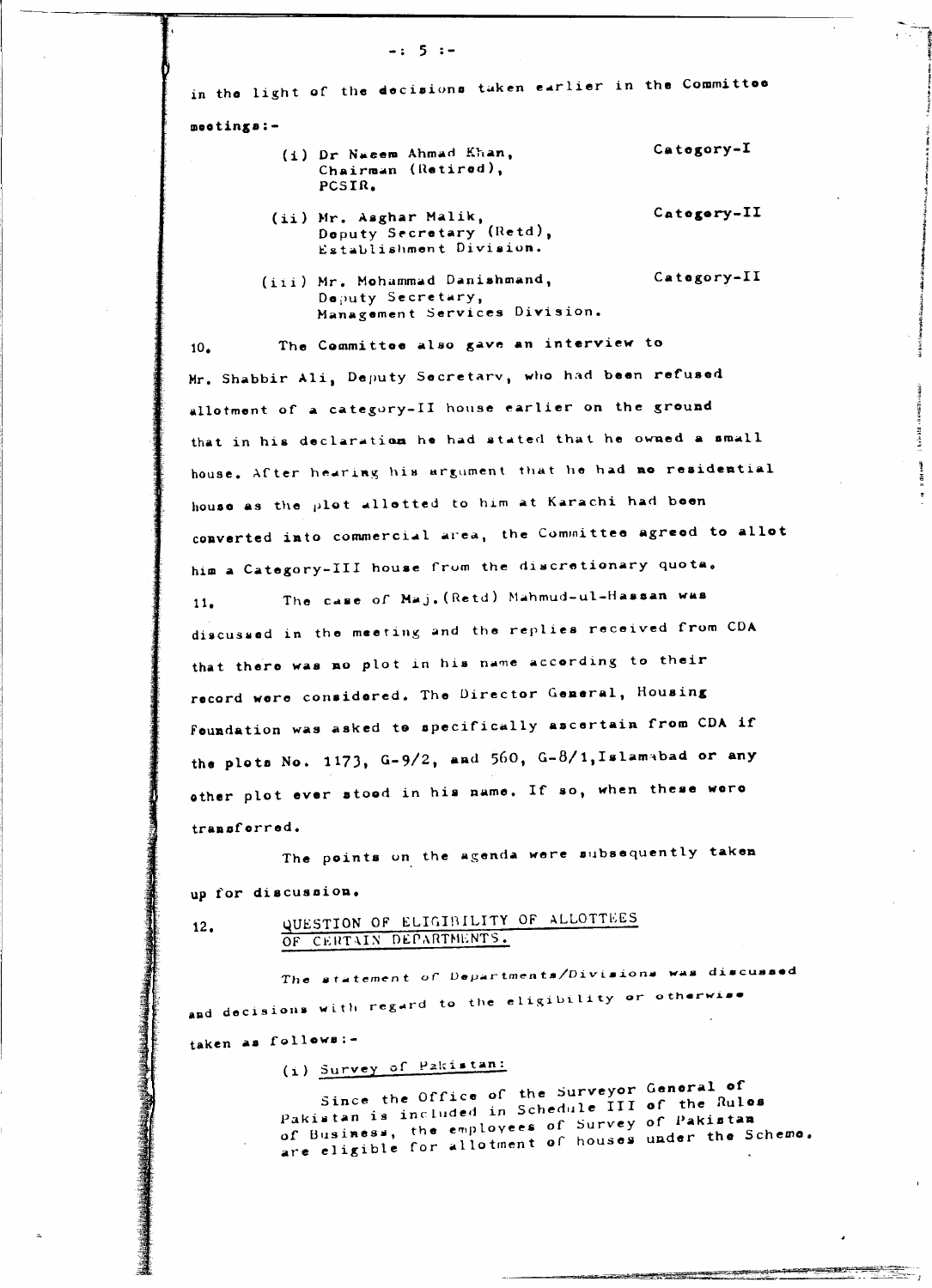in the light of the decisions taken earlier in the Committee meetings:-

| | |
|---|---|
| (i) Dr Naeem Ahmad Khan, Chairman (Retired), PCSIR. | Category-I |
| (ii) Mr. Asghar Malik, Deputy Secretary (Retd), Establishment Division. | Category-II |
| (iii) Mr. Mohammad Danishmand, Deputy Secretary, Management Services Division. | Category-II |

10. The Committee also gave an interview to Mr. Shabbir Ali, Deputy Secretary, who had been refused allotment of a category-II house earlier on the ground that in his declaration he had stated that he owned a small house. After hearing his argument that he had no residential house as the plot allotted to him at Karachi had been converted into commercial area, the Committee agreed to allot him a Category-III house from the discretionary quota.

11. The case of Maj.(Retd) Mahmud-ul-Hassan was discussed in the meeting and the replies received from CDA that there was no plot in his name according to their record were considered. The Director General, Housing Foundation was asked to specifically ascertain from CDA if the plots No. 1173, G-9/2, and 560, G-8/1, Islamabad or any other plot ever stood in his name. If so, when these were transferred.

The points on the agenda were subsequently taken up for discussion.

12. <u>QUESTION OF ELIGIBILITY OF ALLOTTEES OF CERTAIN DEPARTMENTS.</u>

The statement of Departments/Divisions was discussed and decisions with regard to the eligibility or otherwise taken as follows:-

(i) <u>Survey of Pakistan:</u>

Since the Office of the Surveyor General of Pakistan is included in Schedule III of the Rules of Business, the employees of Survey of Pakistan are eligible for allotment of houses under the Scheme.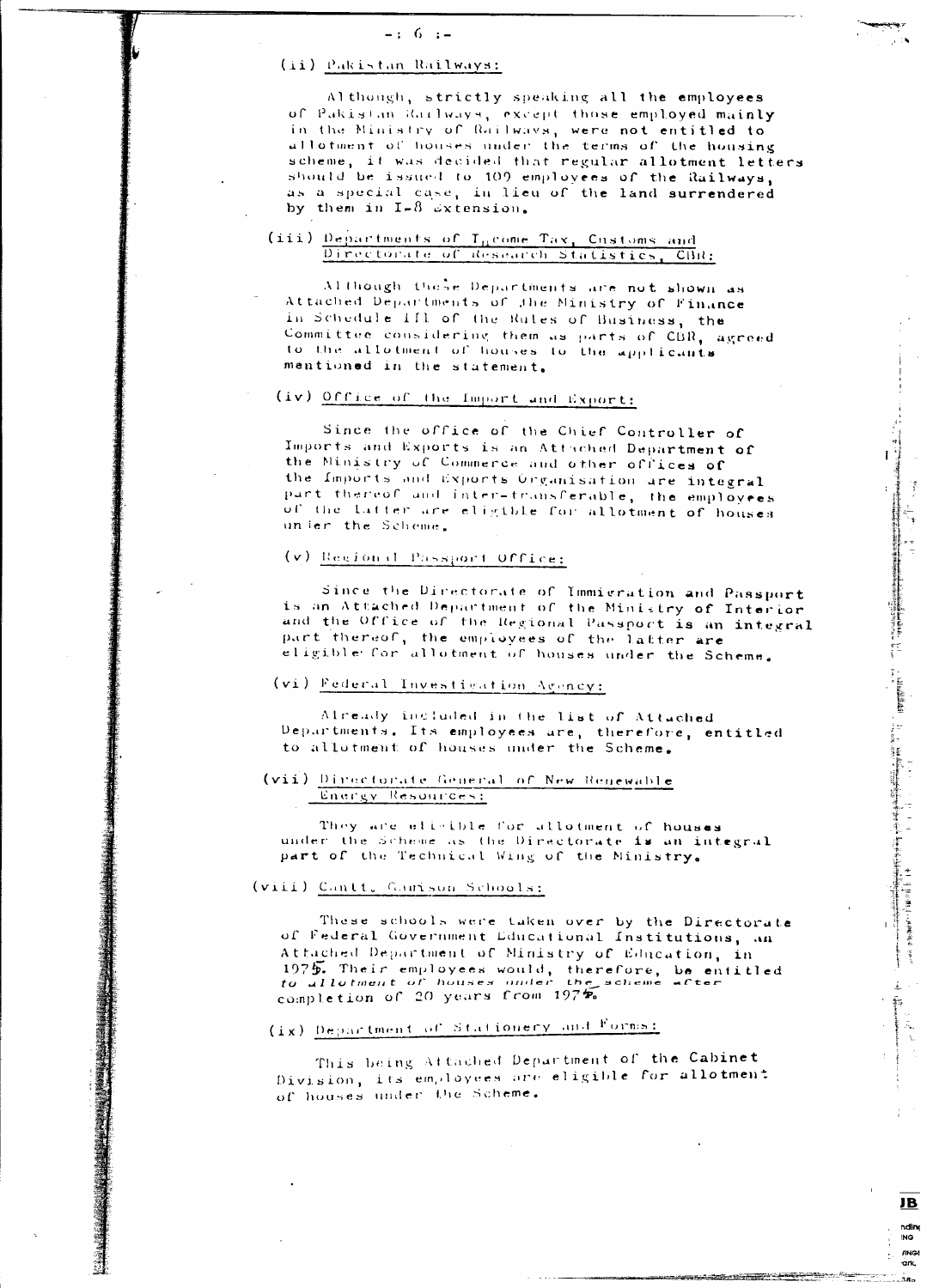(ii) Pakistan Railways:

Although, strictly speaking all the employees of Pakistan Railways, except those employed mainly in the Ministry of Railways, were not entitled to allotment of houses under the terms of the housing scheme, it was decided that regular allotment letters should be issued to 109 employees of the Railways, as a special case, in lieu of the land surrendered by them in I-8 extension.

(iii) Departments of Income Tax, Customs and Directorate of Research Statistics, CBR:

Although these Departments are not shown as Attached Departments of the Ministry of Finance in Schedule III of the Rules of Business, the Committee considering them as parts of CBR, agreed to the allotment of houses to the applicants mentioned in the statement.

(iv) Office of the Import and Export:

Since the office of the Chief Controller of Imports and Exports is an Attached Department of the Ministry of Commerce and other offices of the Imports and Exports Organisation are integral part thereof and inter-transferable, the employees of the latter are eligible for allotment of houses under the Scheme.

(v) Regional Passport Office:

Since the Directorate of Immigration and Passport is an Attached Department of the Ministry of Interior and the Office of the Regional Passport is an integral part thereof, the employees of the latter are eligible for allotment of houses under the Scheme.

(vi) Federal Investigation Agency:

Already included in the list of Attached Departments. Its employees are, therefore, entitled to allotment of houses under the Scheme.

(vii) Directorate General of New Renewable Energy Resources:

They are eligible for allotment of houses under the Scheme as the Directorate is an integral part of the Technical Wing of the Ministry.

(viii) Cantt. Garison Schools:

These schools were taken over by the Directorate of Federal Government Educational Institutions, an Attached Department of Ministry of Education, in 1975. Their employees would, therefore, be entitled *to allotment of houses under the scheme after* completion of 20 years from 1975.

(ix) Department of Stationery and Forms:

This being Attached Department of the Cabinet Division, its employees are eligible for allotment of houses under the Scheme.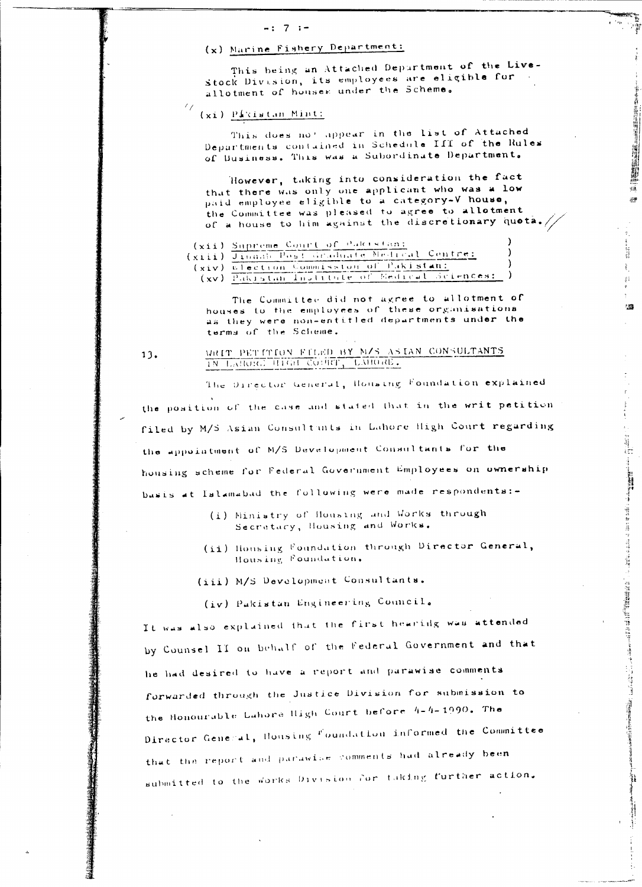(x) Marine Fishery Department:

This being an Attached Department of the Live-Stock Division, its employees are eligible for allotment of houses under the Scheme.

(xi) Pakistan Mint:

This does not appear in the list of Attached Departments contained in Schedule III of the Rules of Business. This was a Subordinate Department.

However, taking into consideration the fact that there was only one applicant who was a low paid employee eligible to a category-V house, the Committee was pleased to agree to allotment of a house to him against the discretionary quota.

(xii) Supreme Court of Pakistan;
(xiii) Jinnah Post Graduate Medical Centre;
(xiv) Election Commission of Pakistan;
(xv) Pakistan Institute of Medical Sciences:

The Committee did not agree to allotment of houses to the employees of these organisations as they were non-entitled departments under the terms of the Scheme.

13. WRIT PETITION FILED BY M/S ASIAN CONSULTANTS IN LAHORE HIGH COURT, LAHORE.

The Director General, Housing Foundation explained the position of the case and stated that in the writ petition filed by M/S Asian Consultants in Lahore High Court regarding the appointment of M/S Development Consultants for the housing scheme for Federal Government Employees on ownership basis at Islamabad the following were made respondents:-

(i) Ministry of Housing and Works through Secretary, Housing and Works.

(ii) Housing Foundation through Director General, Housing Foundation.

(iii) M/S Development Consultants.

(iv) Pakistan Engineering Council.

It was also explained that the first hearing was attended by Counsel II on behalf of the Federal Government and that he had desired to have a report and parawise comments forwarded through the Justice Division for submission to the Honourable Lahore High Court before 4-4-1990. The Director General, Housing Foundation informed the Committee that the report and parawise comments had already been submitted to the Works Division for taking further action.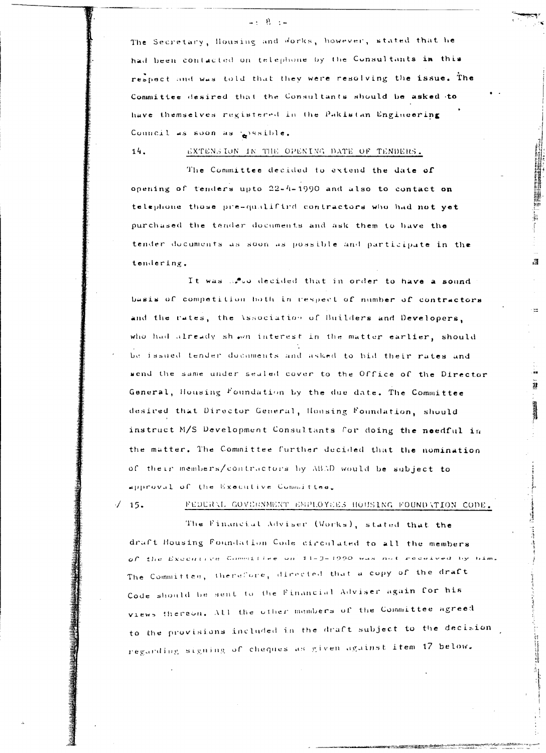The Secretary, Housing and Works, however, stated that he had been contacted on telephone by the Consultants in this respect and was told that they were resolving the issue. The Committee desired that the Consultants should be asked to have themselves registered in the Pakistan Engineering Council as soon as possible.

14. EXTENSION IN THE OPENING DATE OF TENDERS.

The Committee decided to extend the date of opening of tenders upto 22-4-1990 and also to contact on telephone those pre-qualified contractors who had not yet purchased the tender documents and ask them to have the tender documents as soon as possible and participate in the tendering.

It was also decided that in order to have a sound basis of competition both in respect of number of contractors and the rates, the Association of Builders and Developers, who had already shown interest in the matter earlier, should be issued tender documents and asked to bid their rates and send the same under sealed cover to the Office of the Director General, Housing Foundation by the due date. The Committee desired that Director General, Housing Foundation, should instruct M/S Development Consultants for doing the needful in the matter. The Committee further decided that the nomination of their members/contractors by ABAD would be subject to approval of the Executive Committee.

15. FEDERAL GOVERNMENT EMPLOYEES HOUSING FOUNDATION CODE.

The Financial Adviser (Works), stated that the draft Housing Foundation Code circulated to all the members of the Executive Committee on 11-3-1990 was not received by him. The Committee, therefore, directed that a copy of the draft Code should be sent to the Financial Adviser again for his views thereon. All the other members of the Committee agreed to the provisions included in the draft subject to the decision regarding signing of cheques as given against item 17 below.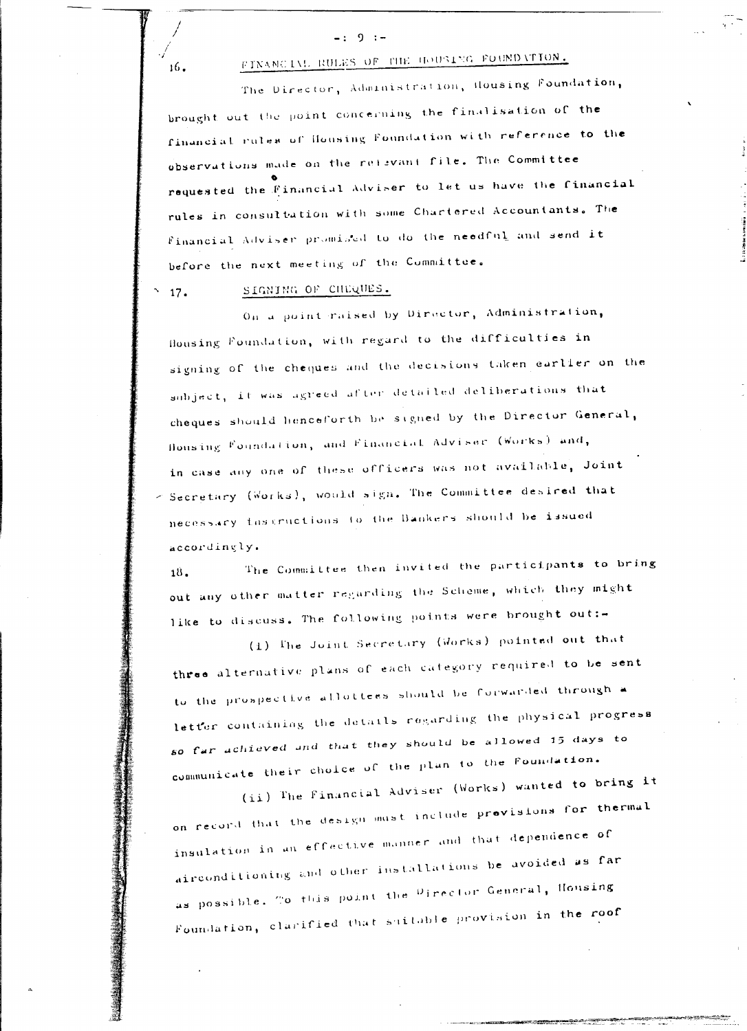16. FINANCIAL RULES OF THE HOUSING FOUNDATION.

The Director, Administration, Housing Foundation, brought out the point concerning the finalisation of the financial rules of Housing Foundation with reference to the observations made on the relevant file. The Committee requested the Financial Adviser to let us have the financial rules in consultation with some Chartered Accountants. The Financial Adviser promised to do the needful and send it before the next meeting of the Committee.

17. SIGNING OF CHEQUES.

On a point raised by Director, Administration, Housing Foundation, with regard to the difficulties in signing of the cheques and the decisions taken earlier on the subject, it was agreed after detailed deliberations that cheques should henceforth be signed by the Director General, Housing Foundation, and Financial Adviser (Works) and, in case any one of these officers was not available, Joint Secretary (Works), would sign. The Committee desired that necessary instructions to the Bankers should be issued accordingly.

18. The Committee then invited the participants to bring out any other matter regarding the Scheme, which they might like to discuss. The following points were brought out:-

(i) The Joint Secretary (Works) pointed out that three alternative plans of each category required to be sent to the prospective allottees should be forwarded through a letter containing the details regarding the physical progress so far achieved and that they should be allowed 15 days to communicate their choice of the plan to the Foundation.

(ii) The Financial Adviser (Works) wanted to bring it on record that the design must include provisions for thermal insulation in an effective manner and that dependence of airconditioning and other installations be avoided as far as possible. To this point the Director General, Housing Foundation, clarified that suitable provision in the roof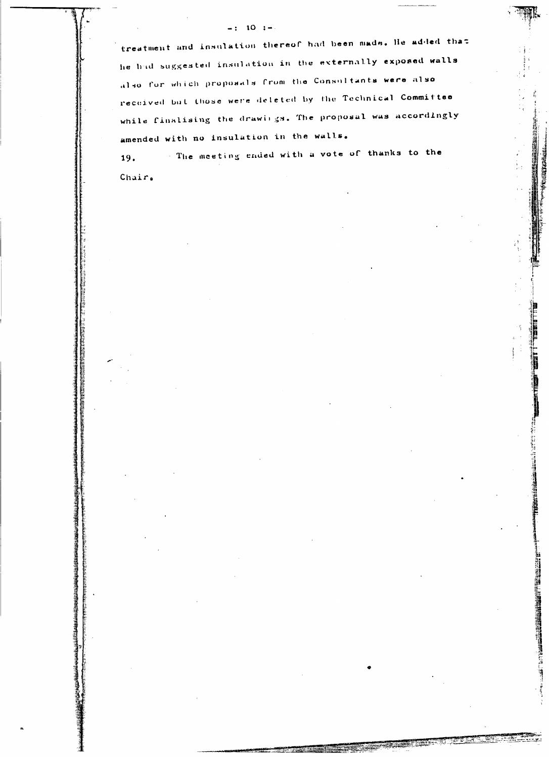treatment and insulation thereof had been made. He added that he had suggested insulation in the externally exposed walls also for which proposals from the Consultants were also received but those were deleted by the Technical Committee while finalising the drawings. The proposal was accordingly amended with no insulation in the walls.

19. The meeting ended with a vote of thanks to the Chair.